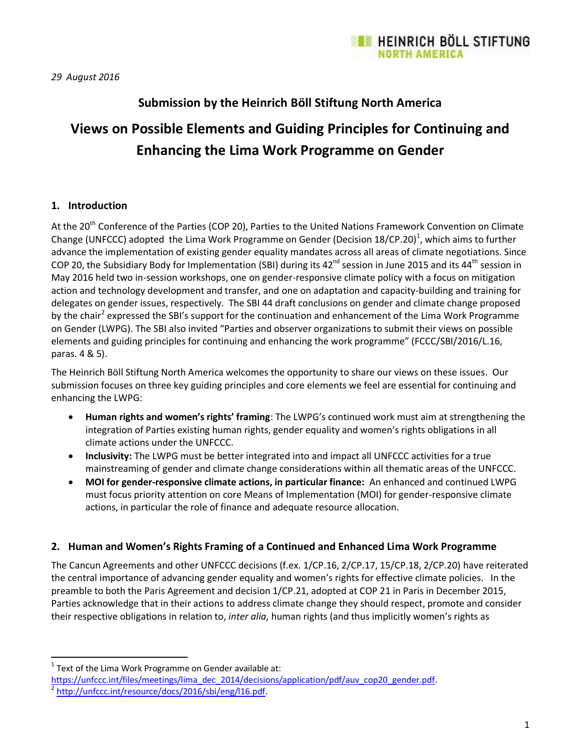HEINRICH BÖLL STIFTUNG NORTH AMERICA

*29 August 2016*

**Submission by the Heinrich Böll Stiftung North America**

# Views on Possible Elements and Guiding Principles for Continuing and Enhancing the Lima Work Programme on Gender

## 1. Introduction

At the 20th Conference of the Parties (COP 20), Parties to the United Nations Framework Convention on Climate Change (UNFCCC) adopted the Lima Work Programme on Gender (Decision 18/CP.20)[1], which aims to further advance the implementation of existing gender equality mandates across all areas of climate negotiations. Since COP 20, the Subsidiary Body for Implementation (SBI) during its 42nd session in June 2015 and its 44th session in May 2016 held two in-session workshops, one on gender-responsive climate policy with a focus on mitigation action and technology development and transfer, and one on adaptation and capacity-building and training for delegates on gender issues, respectively. The SBI 44 draft conclusions on gender and climate change proposed by the chair[2] expressed the SBI's support for the continuation and enhancement of the Lima Work Programme on Gender (LWPG). The SBI also invited "Parties and observer organizations to submit their views on possible elements and guiding principles for continuing and enhancing the work programme" (FCCC/SBI/2016/L.16, paras. 4 & 5).

The Heinrich Böll Stiftung North America welcomes the opportunity to share our views on these issues. Our submission focuses on three key guiding principles and core elements we feel are essential for continuing and enhancing the LWPG:

- **Human rights and women's rights' framing**: The LWPG's continued work must aim at strengthening the integration of Parties existing human rights, gender equality and women's rights obligations in all climate actions under the UNFCCC.
- **Inclusivity:** The LWPG must be better integrated into and impact all UNFCCC activities for a true mainstreaming of gender and climate change considerations within all thematic areas of the UNFCCC.
- **MOI for gender-responsive climate actions, in particular finance:** An enhanced and continued LWPG must focus priority attention on core Means of Implementation (MOI) for gender-responsive climate actions, in particular the role of finance and adequate resource allocation.

## 2. Human and Women's Rights Framing of a Continued and Enhanced Lima Work Programme

The Cancun Agreements and other UNFCCC decisions (f.ex. 1/CP.16, 2/CP.17, 15/CP.18, 2/CP.20) have reiterated the central importance of advancing gender equality and women's rights for effective climate policies. In the preamble to both the Paris Agreement and decision 1/CP.21, adopted at COP 21 in Paris in December 2015, Parties acknowledge that in their actions to address climate change they should respect, promote and consider their respective obligations in relation to, *inter alia,* human rights (and thus implicitly women's rights as

---

[1] Text of the Lima Work Programme on Gender available at: https://unfccc.int/files/meetings/lima_dec_2014/decisions/application/pdf/auv_cop20_gender.pdf.

[2] http://unfccc.int/resource/docs/2016/sbi/eng/l16.pdf.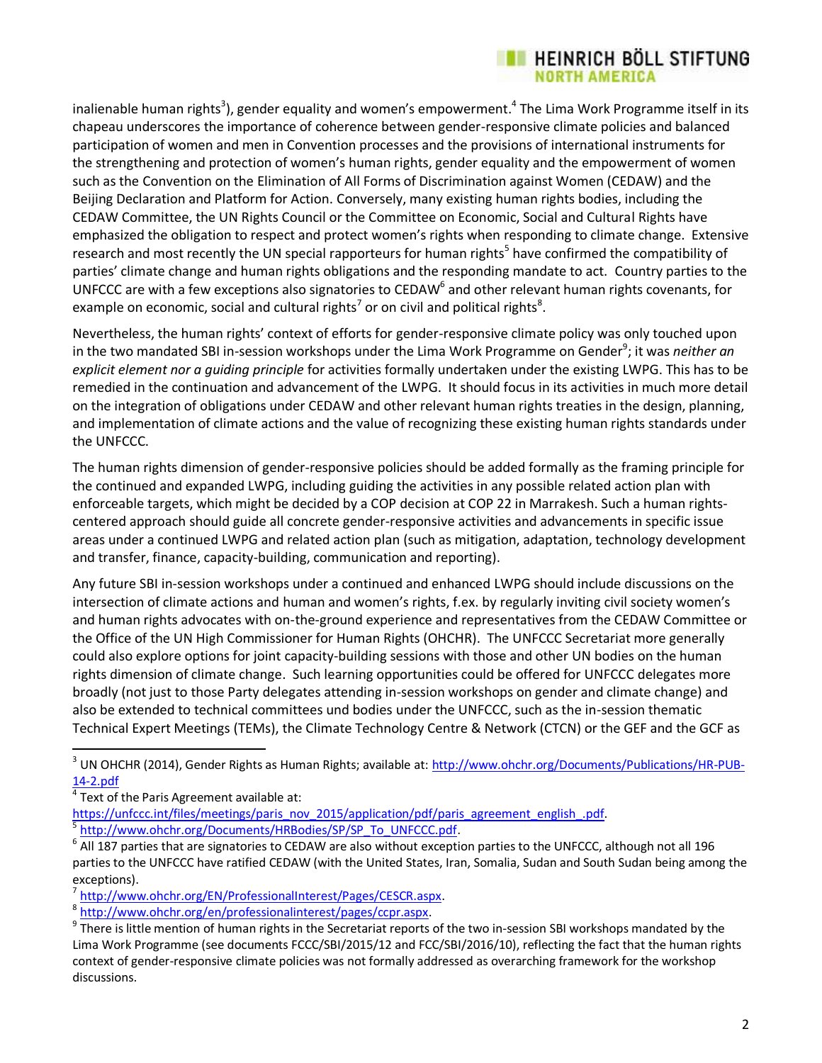inalienable human rights[3]), gender equality and women's empowerment.[4] The Lima Work Programme itself in its chapeau underscores the importance of coherence between gender-responsive climate policies and balanced participation of women and men in Convention processes and the provisions of international instruments for the strengthening and protection of women's human rights, gender equality and the empowerment of women such as the Convention on the Elimination of All Forms of Discrimination against Women (CEDAW) and the Beijing Declaration and Platform for Action. Conversely, many existing human rights bodies, including the CEDAW Committee, the UN Rights Council or the Committee on Economic, Social and Cultural Rights have emphasized the obligation to respect and protect women's rights when responding to climate change. Extensive research and most recently the UN special rapporteurs for human rights[5] have confirmed the compatibility of parties' climate change and human rights obligations and the responding mandate to act. Country parties to the UNFCCC are with a few exceptions also signatories to CEDAW[6] and other relevant human rights covenants, for example on economic, social and cultural rights[7] or on civil and political rights[8].

Nevertheless, the human rights' context of efforts for gender-responsive climate policy was only touched upon in the two mandated SBI in-session workshops under the Lima Work Programme on Gender[9]; it was *neither an explicit element nor a guiding principle* for activities formally undertaken under the existing LWPG. This has to be remedied in the continuation and advancement of the LWPG. It should focus in its activities in much more detail on the integration of obligations under CEDAW and other relevant human rights treaties in the design, planning, and implementation of climate actions and the value of recognizing these existing human rights standards under the UNFCCC.

The human rights dimension of gender-responsive policies should be added formally as the framing principle for the continued and expanded LWPG, including guiding the activities in any possible related action plan with enforceable targets, which might be decided by a COP decision at COP 22 in Marrakesh. Such a human rights-centered approach should guide all concrete gender-responsive activities and advancements in specific issue areas under a continued LWPG and related action plan (such as mitigation, adaptation, technology development and transfer, finance, capacity-building, communication and reporting).

Any future SBI in-session workshops under a continued and enhanced LWPG should include discussions on the intersection of climate actions and human and women's rights, f.ex. by regularly inviting civil society women's and human rights advocates with on-the-ground experience and representatives from the CEDAW Committee or the Office of the UN High Commissioner for Human Rights (OHCHR). The UNFCCC Secretariat more generally could also explore options for joint capacity-building sessions with those and other UN bodies on the human rights dimension of climate change. Such learning opportunities could be offered for UNFCCC delegates more broadly (not just to those Party delegates attending in-session workshops on gender and climate change) and also be extended to technical committees und bodies under the UNFCCC, such as the in-session thematic Technical Expert Meetings (TEMs), the Climate Technology Centre & Network (CTCN) or the GEF and the GCF as

---

[3] UN OHCHR (2014), Gender Rights as Human Rights; available at: http://www.ohchr.org/Documents/Publications/HR-PUB-14-2.pdf

[4] Text of the Paris Agreement available at: https://unfccc.int/files/meetings/paris_nov_2015/application/pdf/paris_agreement_english_.pdf.

[5] http://www.ohchr.org/Documents/HRBodies/SP/SP_To_UNFCCC.pdf.

[6] All 187 parties that are signatories to CEDAW are also without exception parties to the UNFCCC, although not all 196 parties to the UNFCCC have ratified CEDAW (with the United States, Iran, Somalia, Sudan and South Sudan being among the exceptions).

[7] http://www.ohchr.org/EN/ProfessionalInterest/Pages/CESCR.aspx.

[8] http://www.ohchr.org/en/professionalinterest/pages/ccpr.aspx.

[9] There is little mention of human rights in the Secretariat reports of the two in-session SBI workshops mandated by the Lima Work Programme (see documents FCCC/SBI/2015/12 and FCC/SBI/2016/10), reflecting the fact that the human rights context of gender-responsive climate policies was not formally addressed as overarching framework for the workshop discussions.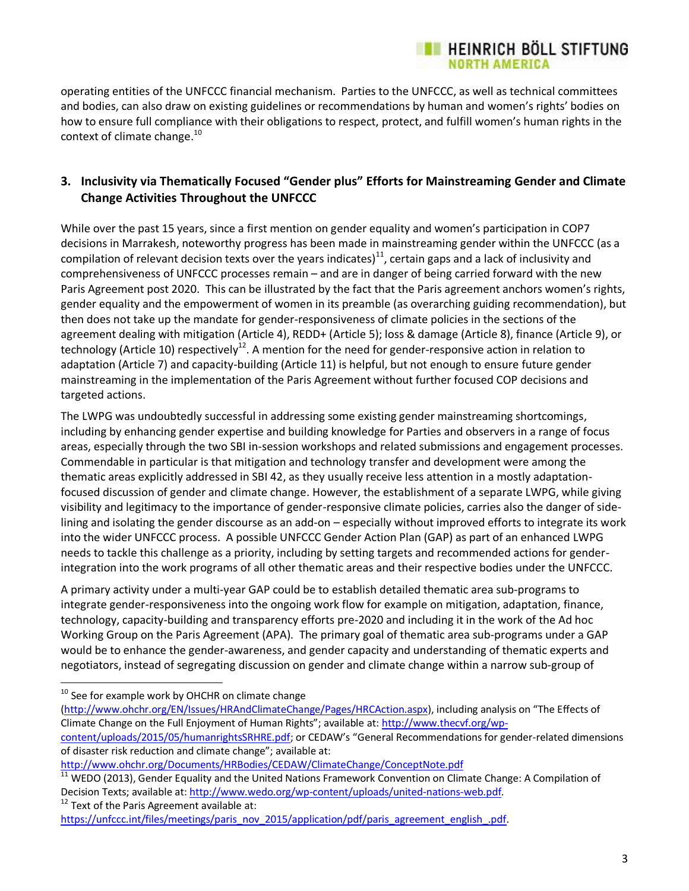operating entities of the UNFCCC financial mechanism. Parties to the UNFCCC, as well as technical committees and bodies, can also draw on existing guidelines or recommendations by human and women's rights' bodies on how to ensure full compliance with their obligations to respect, protect, and fulfill women's human rights in the context of climate change.[10]

## 3. Inclusivity via Thematically Focused "Gender plus" Efforts for Mainstreaming Gender and Climate Change Activities Throughout the UNFCCC

While over the past 15 years, since a first mention on gender equality and women's participation in COP7 decisions in Marrakesh, noteworthy progress has been made in mainstreaming gender within the UNFCCC (as a compilation of relevant decision texts over the years indicates)[11], certain gaps and a lack of inclusivity and comprehensiveness of UNFCCC processes remain – and are in danger of being carried forward with the new Paris Agreement post 2020. This can be illustrated by the fact that the Paris agreement anchors women's rights, gender equality and the empowerment of women in its preamble (as overarching guiding recommendation), but then does not take up the mandate for gender-responsiveness of climate policies in the sections of the agreement dealing with mitigation (Article 4), REDD+ (Article 5); loss & damage (Article 8), finance (Article 9), or technology (Article 10) respectively[12]. A mention for the need for gender-responsive action in relation to adaptation (Article 7) and capacity-building (Article 11) is helpful, but not enough to ensure future gender mainstreaming in the implementation of the Paris Agreement without further focused COP decisions and targeted actions.

The LWPG was undoubtedly successful in addressing some existing gender mainstreaming shortcomings, including by enhancing gender expertise and building knowledge for Parties and observers in a range of focus areas, especially through the two SBI in-session workshops and related submissions and engagement processes. Commendable in particular is that mitigation and technology transfer and development were among the thematic areas explicitly addressed in SBI 42, as they usually receive less attention in a mostly adaptation-focused discussion of gender and climate change. However, the establishment of a separate LWPG, while giving visibility and legitimacy to the importance of gender-responsive climate policies, carries also the danger of side-lining and isolating the gender discourse as an add-on – especially without improved efforts to integrate its work into the wider UNFCCC process. A possible UNFCCC Gender Action Plan (GAP) as part of an enhanced LWPG needs to tackle this challenge as a priority, including by setting targets and recommended actions for gender-integration into the work programs of all other thematic areas and their respective bodies under the UNFCCC.

A primary activity under a multi-year GAP could be to establish detailed thematic area sub-programs to integrate gender-responsiveness into the ongoing work flow for example on mitigation, adaptation, finance, technology, capacity-building and transparency efforts pre-2020 and including it in the work of the Ad hoc Working Group on the Paris Agreement (APA). The primary goal of thematic area sub-programs under a GAP would be to enhance the gender-awareness, and gender capacity and understanding of thematic experts and negotiators, instead of segregating discussion on gender and climate change within a narrow sub-group of

---

[10] See for example work by OHCHR on climate change (http://www.ohchr.org/EN/Issues/HRAndClimateChange/Pages/HRCAction.aspx), including analysis on "The Effects of Climate Change on the Full Enjoyment of Human Rights"; available at: http://www.thecvf.org/wp-content/uploads/2015/05/humanrightsSRHRE.pdf; or CEDAW's "General Recommendations for gender-related dimensions of disaster risk reduction and climate change"; available at: http://www.ohchr.org/Documents/HRBodies/CEDAW/ClimateChange/ConceptNote.pdf

[11] WEDO (2013), Gender Equality and the United Nations Framework Convention on Climate Change: A Compilation of Decision Texts; available at: http://www.wedo.org/wp-content/uploads/united-nations-web.pdf.

[12] Text of the Paris Agreement available at: https://unfccc.int/files/meetings/paris_nov_2015/application/pdf/paris_agreement_english_.pdf.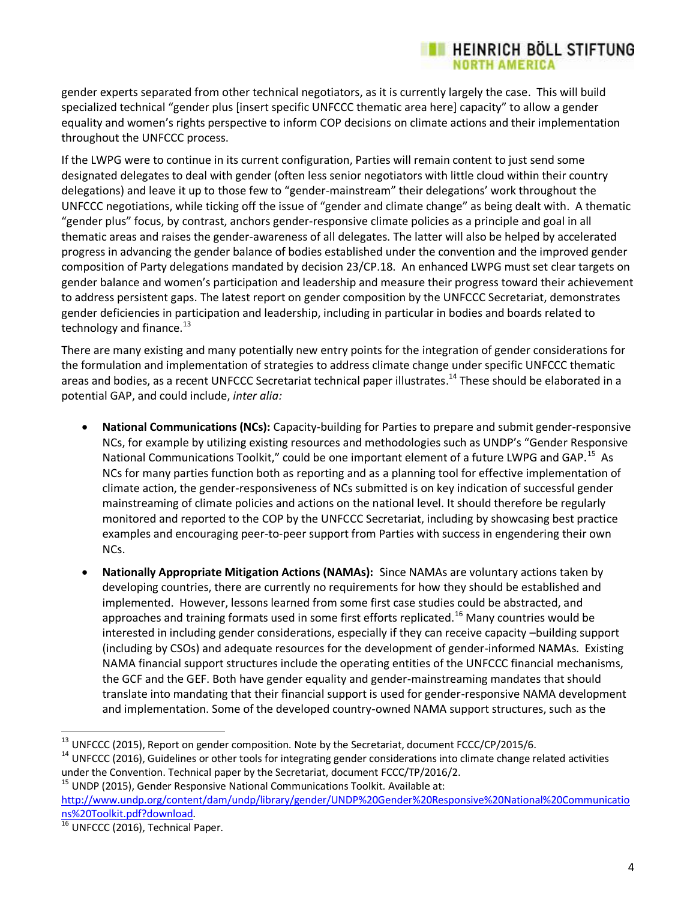gender experts separated from other technical negotiators, as it is currently largely the case. This will build specialized technical "gender plus [insert specific UNFCCC thematic area here] capacity" to allow a gender equality and women's rights perspective to inform COP decisions on climate actions and their implementation throughout the UNFCCC process.

If the LWPG were to continue in its current configuration, Parties will remain content to just send some designated delegates to deal with gender (often less senior negotiators with little cloud within their country delegations) and leave it up to those few to "gender-mainstream" their delegations' work throughout the UNFCCC negotiations, while ticking off the issue of "gender and climate change" as being dealt with. A thematic "gender plus" focus, by contrast, anchors gender-responsive climate policies as a principle and goal in all thematic areas and raises the gender-awareness of all delegates. The latter will also be helped by accelerated progress in advancing the gender balance of bodies established under the convention and the improved gender composition of Party delegations mandated by decision 23/CP.18. An enhanced LWPG must set clear targets on gender balance and women's participation and leadership and measure their progress toward their achievement to address persistent gaps. The latest report on gender composition by the UNFCCC Secretariat, demonstrates gender deficiencies in participation and leadership, including in particular in bodies and boards related to technology and finance.[13]

There are many existing and many potentially new entry points for the integration of gender considerations for the formulation and implementation of strategies to address climate change under specific UNFCCC thematic areas and bodies, as a recent UNFCCC Secretariat technical paper illustrates.[14] These should be elaborated in a potential GAP, and could include, *inter alia:*

- **National Communications (NCs):** Capacity-building for Parties to prepare and submit gender-responsive NCs, for example by utilizing existing resources and methodologies such as UNDP's "Gender Responsive National Communications Toolkit," could be one important element of a future LWPG and GAP.[15] As NCs for many parties function both as reporting and as a planning tool for effective implementation of climate action, the gender-responsiveness of NCs submitted is on key indication of successful gender mainstreaming of climate policies and actions on the national level. It should therefore be regularly monitored and reported to the COP by the UNFCCC Secretariat, including by showcasing best practice examples and encouraging peer-to-peer support from Parties with success in engendering their own NCs.
- **Nationally Appropriate Mitigation Actions (NAMAs):** Since NAMAs are voluntary actions taken by developing countries, there are currently no requirements for how they should be established and implemented. However, lessons learned from some first case studies could be abstracted, and approaches and training formats used in some first efforts replicated.[16] Many countries would be interested in including gender considerations, especially if they can receive capacity –building support (including by CSOs) and adequate resources for the development of gender-informed NAMAs. Existing NAMA financial support structures include the operating entities of the UNFCCC financial mechanisms, the GCF and the GEF. Both have gender equality and gender-mainstreaming mandates that should translate into mandating that their financial support is used for gender-responsive NAMA development and implementation. Some of the developed country-owned NAMA support structures, such as the

---

[13] UNFCCC (2015), Report on gender composition. Note by the Secretariat, document FCCC/CP/2015/6.

[14] UNFCCC (2016), Guidelines or other tools for integrating gender considerations into climate change related activities under the Convention. Technical paper by the Secretariat, document FCCC/TP/2016/2.

[15] UNDP (2015), Gender Responsive National Communications Toolkit. Available at: http://www.undp.org/content/dam/undp/library/gender/UNDP%20Gender%20Responsive%20National%20Communications%20Toolkit.pdf?download.

[16] UNFCCC (2016), Technical Paper.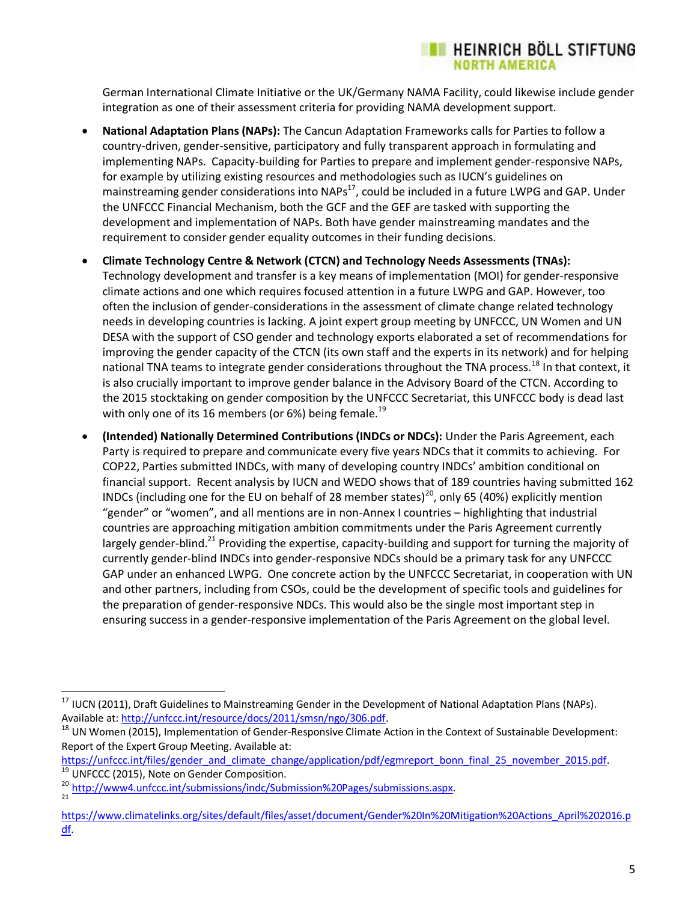German International Climate Initiative or the UK/Germany NAMA Facility, could likewise include gender integration as one of their assessment criteria for providing NAMA development support.

- **National Adaptation Plans (NAPs):** The Cancun Adaptation Frameworks calls for Parties to follow a country-driven, gender-sensitive, participatory and fully transparent approach in formulating and implementing NAPs. Capacity-building for Parties to prepare and implement gender-responsive NAPs, for example by utilizing existing resources and methodologies such as IUCN's guidelines on mainstreaming gender considerations into NAPs[17], could be included in a future LWPG and GAP. Under the UNFCCC Financial Mechanism, both the GCF and the GEF are tasked with supporting the development and implementation of NAPs. Both have gender mainstreaming mandates and the requirement to consider gender equality outcomes in their funding decisions.

- **Climate Technology Centre & Network (CTCN) and Technology Needs Assessments (TNAs):** Technology development and transfer is a key means of implementation (MOI) for gender-responsive climate actions and one which requires focused attention in a future LWPG and GAP. However, too often the inclusion of gender-considerations in the assessment of climate change related technology needs in developing countries is lacking. A joint expert group meeting by UNFCCC, UN Women and UN DESA with the support of CSO gender and technology exports elaborated a set of recommendations for improving the gender capacity of the CTCN (its own staff and the experts in its network) and for helping national TNA teams to integrate gender considerations throughout the TNA process.[18] In that context, it is also crucially important to improve gender balance in the Advisory Board of the CTCN. According to the 2015 stocktaking on gender composition by the UNFCCC Secretariat, this UNFCCC body is dead last with only one of its 16 members (or 6%) being female.[19]

- **(Intended) Nationally Determined Contributions (INDCs or NDCs):** Under the Paris Agreement, each Party is required to prepare and communicate every five years NDCs that it commits to achieving. For COP22, Parties submitted INDCs, with many of developing country INDCs' ambition conditional on financial support. Recent analysis by IUCN and WEDO shows that of 189 countries having submitted 162 INDCs (including one for the EU on behalf of 28 member states)[20], only 65 (40%) explicitly mention "gender" or "women", and all mentions are in non-Annex I countries – highlighting that industrial countries are approaching mitigation ambition commitments under the Paris Agreement currently largely gender-blind.[21] Providing the expertise, capacity-building and support for turning the majority of currently gender-blind INDCs into gender-responsive NDCs should be a primary task for any UNFCCC GAP under an enhanced LWPG. One concrete action by the UNFCCC Secretariat, in cooperation with UN and other partners, including from CSOs, could be the development of specific tools and guidelines for the preparation of gender-responsive NDCs. This would also be the single most important step in ensuring success in a gender-responsive implementation of the Paris Agreement on the global level.

---

[17] IUCN (2011), Draft Guidelines to Mainstreaming Gender in the Development of National Adaptation Plans (NAPs). Available at: http://unfccc.int/resource/docs/2011/smsn/ngo/306.pdf.

[18] UN Women (2015), Implementation of Gender-Responsive Climate Action in the Context of Sustainable Development: Report of the Expert Group Meeting. Available at: https://unfccc.int/files/gender_and_climate_change/application/pdf/egmreport_bonn_final_25_november_2015.pdf.

[19] UNFCCC (2015), Note on Gender Composition.

[20] http://www4.unfccc.int/submissions/indc/Submission%20Pages/submissions.aspx.

[21] https://www.climatelinks.org/sites/default/files/asset/document/Gender%20In%20Mitigation%20Actions_April%202016.pdf.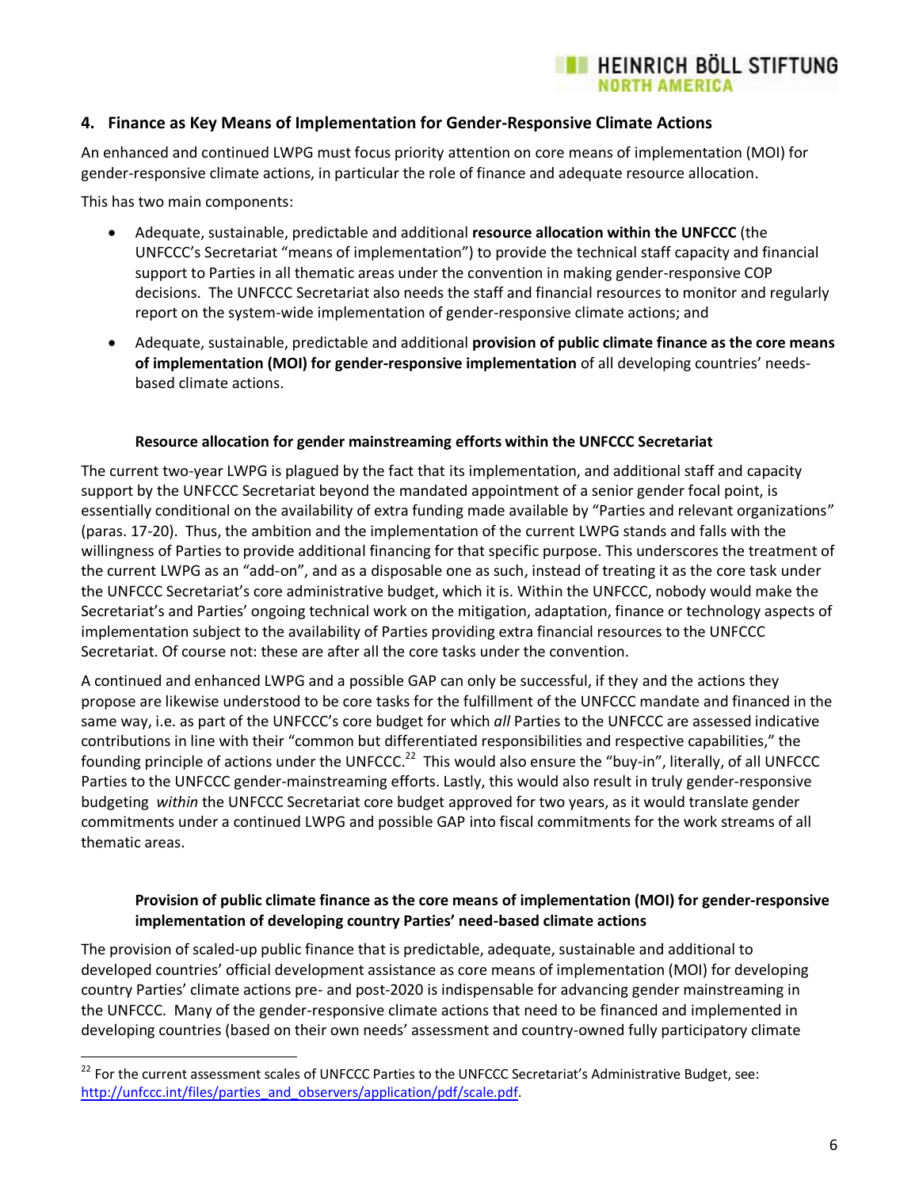## 4. Finance as Key Means of Implementation for Gender-Responsive Climate Actions

An enhanced and continued LWPG must focus priority attention on core means of implementation (MOI) for gender-responsive climate actions, in particular the role of finance and adequate resource allocation.

This has two main components:

- Adequate, sustainable, predictable and additional **resource allocation within the UNFCCC** (the UNFCCC's Secretariat "means of implementation") to provide the technical staff capacity and financial support to Parties in all thematic areas under the convention in making gender-responsive COP decisions. The UNFCCC Secretariat also needs the staff and financial resources to monitor and regularly report on the system-wide implementation of gender-responsive climate actions; and
- Adequate, sustainable, predictable and additional **provision of public climate finance as the core means of implementation (MOI) for gender-responsive implementation** of all developing countries' needs-based climate actions.

### Resource allocation for gender mainstreaming efforts within the UNFCCC Secretariat

The current two-year LWPG is plagued by the fact that its implementation, and additional staff and capacity support by the UNFCCC Secretariat beyond the mandated appointment of a senior gender focal point, is essentially conditional on the availability of extra funding made available by "Parties and relevant organizations" (paras. 17-20). Thus, the ambition and the implementation of the current LWPG stands and falls with the willingness of Parties to provide additional financing for that specific purpose. This underscores the treatment of the current LWPG as an "add-on", and as a disposable one as such, instead of treating it as the core task under the UNFCCC Secretariat's core administrative budget, which it is. Within the UNFCCC, nobody would make the Secretariat's and Parties' ongoing technical work on the mitigation, adaptation, finance or technology aspects of implementation subject to the availability of Parties providing extra financial resources to the UNFCCC Secretariat. Of course not: these are after all the core tasks under the convention.

A continued and enhanced LWPG and a possible GAP can only be successful, if they and the actions they propose are likewise understood to be core tasks for the fulfillment of the UNFCCC mandate and financed in the same way, i.e. as part of the UNFCCC's core budget for which *all* Parties to the UNFCCC are assessed indicative contributions in line with their "common but differentiated responsibilities and respective capabilities," the founding principle of actions under the UNFCCC.[22] This would also ensure the "buy-in", literally, of all UNFCCC Parties to the UNFCCC gender-mainstreaming efforts. Lastly, this would also result in truly gender-responsive budgeting *within* the UNFCCC Secretariat core budget approved for two years, as it would translate gender commitments under a continued LWPG and possible GAP into fiscal commitments for the work streams of all thematic areas.

### Provision of public climate finance as the core means of implementation (MOI) for gender-responsive implementation of developing country Parties' need-based climate actions

The provision of scaled-up public finance that is predictable, adequate, sustainable and additional to developed countries' official development assistance as core means of implementation (MOI) for developing country Parties' climate actions pre- and post-2020 is indispensable for advancing gender mainstreaming in the UNFCCC. Many of the gender-responsive climate actions that need to be financed and implemented in developing countries (based on their own needs' assessment and country-owned fully participatory climate

---

[22] For the current assessment scales of UNFCCC Parties to the UNFCCC Secretariat's Administrative Budget, see: http://unfccc.int/files/parties_and_observers/application/pdf/scale.pdf.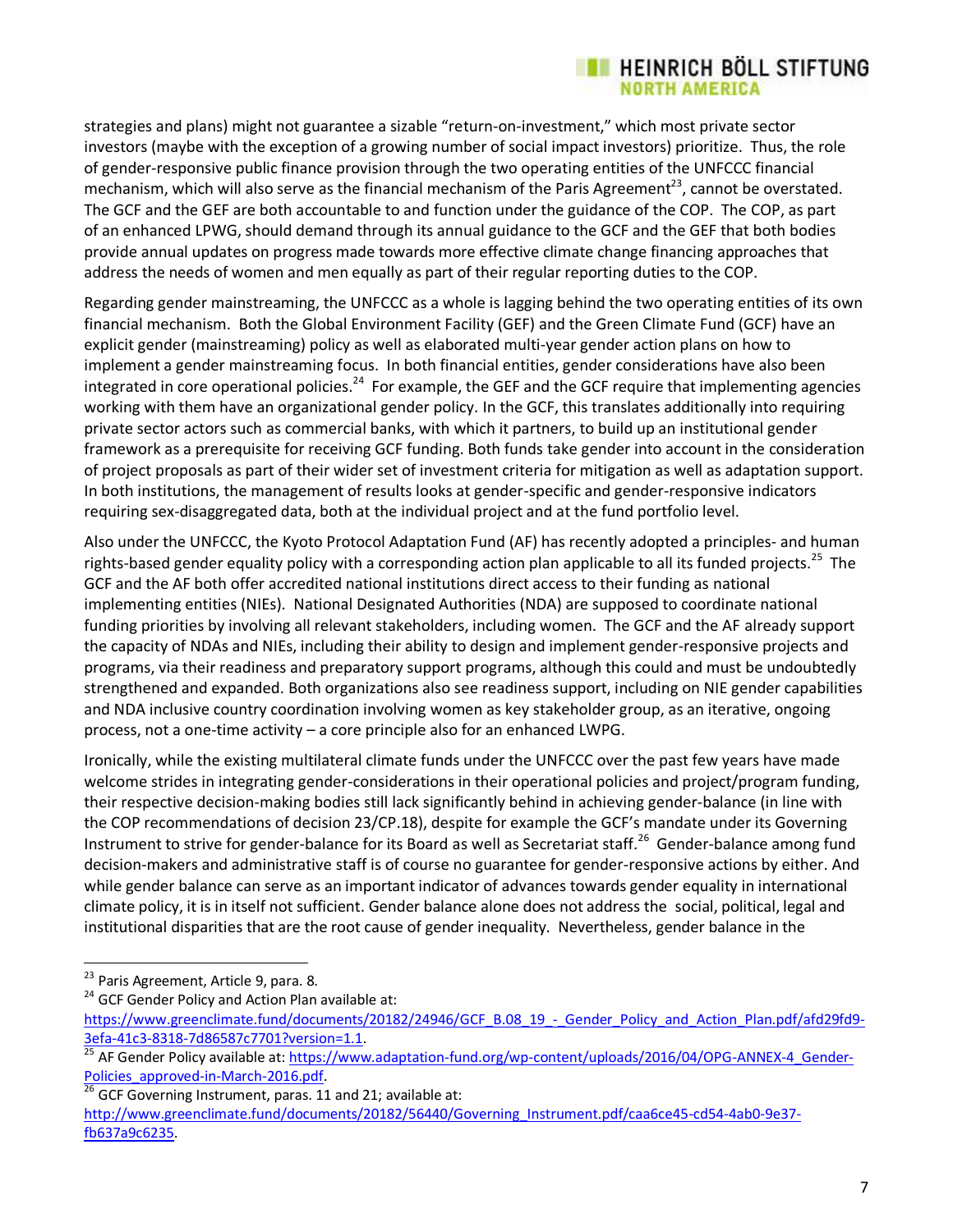strategies and plans) might not guarantee a sizable "return-on-investment," which most private sector investors (maybe with the exception of a growing number of social impact investors) prioritize. Thus, the role of gender-responsive public finance provision through the two operating entities of the UNFCCC financial mechanism, which will also serve as the financial mechanism of the Paris Agreement[23], cannot be overstated. The GCF and the GEF are both accountable to and function under the guidance of the COP. The COP, as part of an enhanced LPWG, should demand through its annual guidance to the GCF and the GEF that both bodies provide annual updates on progress made towards more effective climate change financing approaches that address the needs of women and men equally as part of their regular reporting duties to the COP.

Regarding gender mainstreaming, the UNFCCC as a whole is lagging behind the two operating entities of its own financial mechanism. Both the Global Environment Facility (GEF) and the Green Climate Fund (GCF) have an explicit gender (mainstreaming) policy as well as elaborated multi-year gender action plans on how to implement a gender mainstreaming focus. In both financial entities, gender considerations have also been integrated in core operational policies.[24] For example, the GEF and the GCF require that implementing agencies working with them have an organizational gender policy. In the GCF, this translates additionally into requiring private sector actors such as commercial banks, with which it partners, to build up an institutional gender framework as a prerequisite for receiving GCF funding. Both funds take gender into account in the consideration of project proposals as part of their wider set of investment criteria for mitigation as well as adaptation support. In both institutions, the management of results looks at gender-specific and gender-responsive indicators requiring sex-disaggregated data, both at the individual project and at the fund portfolio level.

Also under the UNFCCC, the Kyoto Protocol Adaptation Fund (AF) has recently adopted a principles- and human rights-based gender equality policy with a corresponding action plan applicable to all its funded projects.[25] The GCF and the AF both offer accredited national institutions direct access to their funding as national implementing entities (NIEs). National Designated Authorities (NDA) are supposed to coordinate national funding priorities by involving all relevant stakeholders, including women. The GCF and the AF already support the capacity of NDAs and NIEs, including their ability to design and implement gender-responsive projects and programs, via their readiness and preparatory support programs, although this could and must be undoubtedly strengthened and expanded. Both organizations also see readiness support, including on NIE gender capabilities and NDA inclusive country coordination involving women as key stakeholder group, as an iterative, ongoing process, not a one-time activity – a core principle also for an enhanced LWPG.

Ironically, while the existing multilateral climate funds under the UNFCCC over the past few years have made welcome strides in integrating gender-considerations in their operational policies and project/program funding, their respective decision-making bodies still lack significantly behind in achieving gender-balance (in line with the COP recommendations of decision 23/CP.18), despite for example the GCF's mandate under its Governing Instrument to strive for gender-balance for its Board as well as Secretariat staff.[26] Gender-balance among fund decision-makers and administrative staff is of course no guarantee for gender-responsive actions by either. And while gender balance can serve as an important indicator of advances towards gender equality in international climate policy, it is in itself not sufficient. Gender balance alone does not address the social, political, legal and institutional disparities that are the root cause of gender inequality. Nevertheless, gender balance in the

---

[23] Paris Agreement, Article 9, para. 8.

[24] GCF Gender Policy and Action Plan available at: https://www.greenclimate.fund/documents/20182/24946/GCF_B.08_19_-_Gender_Policy_and_Action_Plan.pdf/afd29fd9-3efa-41c3-8318-7d86587c7701?version=1.1.

[25] AF Gender Policy available at: https://www.adaptation-fund.org/wp-content/uploads/2016/04/OPG-ANNEX-4_Gender-Policies_approved-in-March-2016.pdf.

[26] GCF Governing Instrument, paras. 11 and 21; available at: http://www.greenclimate.fund/documents/20182/56440/Governing_Instrument.pdf/caa6ce45-cd54-4ab0-9e37-fb637a9c6235.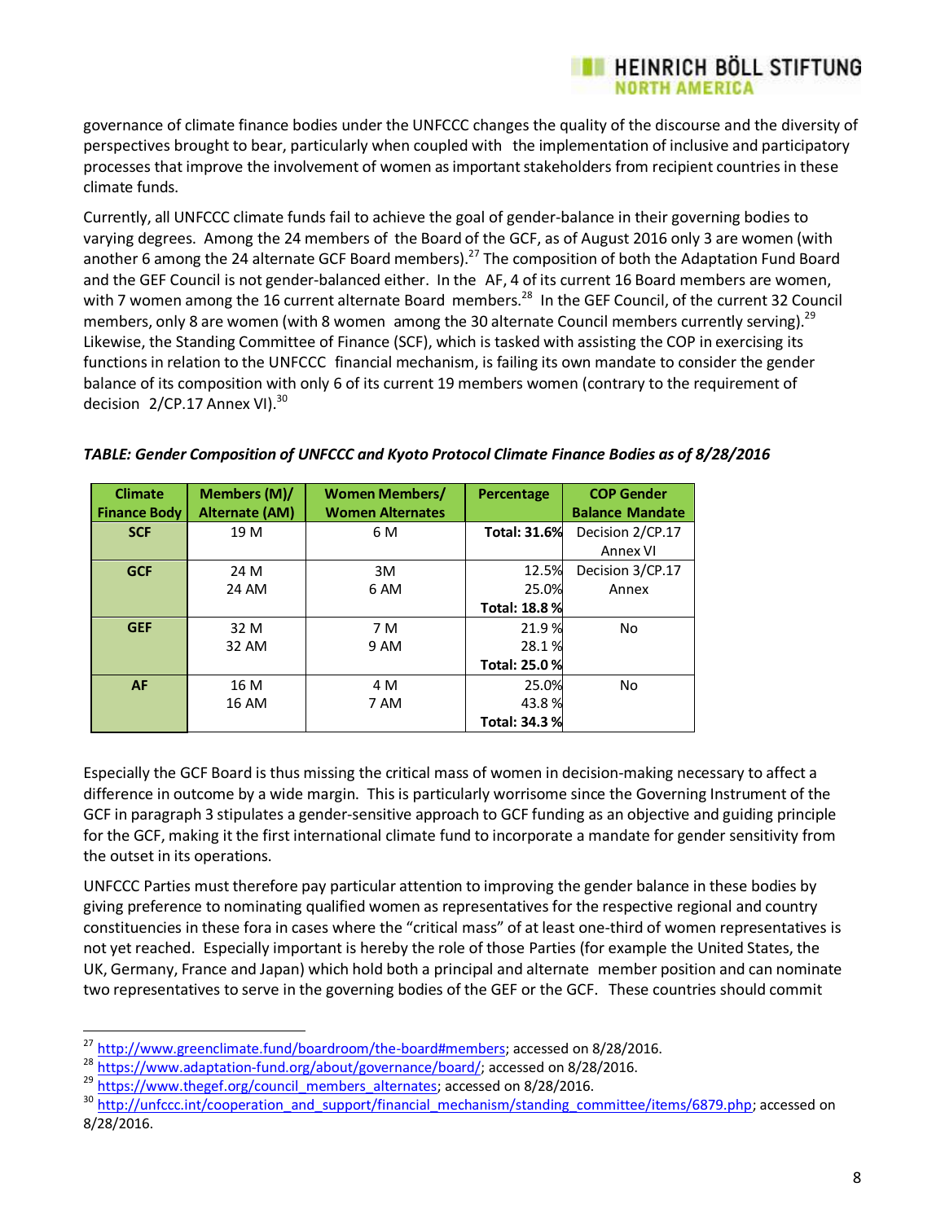governance of climate finance bodies under the UNFCCC changes the quality of the discourse and the diversity of perspectives brought to bear, particularly when coupled with the implementation of inclusive and participatory processes that improve the involvement of women as important stakeholders from recipient countries in these climate funds.

Currently, all UNFCCC climate funds fail to achieve the goal of gender-balance in their governing bodies to varying degrees. Among the 24 members of the Board of the GCF, as of August 2016 only 3 are women (with another 6 among the 24 alternate GCF Board members).[27] The composition of both the Adaptation Fund Board and the GEF Council is not gender-balanced either. In the AF, 4 of its current 16 Board members are women, with 7 women among the 16 current alternate Board members.[28] In the GEF Council, of the current 32 Council members, only 8 are women (with 8 women among the 30 alternate Council members currently serving).[29] Likewise, the Standing Committee of Finance (SCF), which is tasked with assisting the COP in exercising its functions in relation to the UNFCCC financial mechanism, is failing its own mandate to consider the gender balance of its composition with only 6 of its current 19 members women (contrary to the requirement of decision 2/CP.17 Annex VI).[30]

***TABLE: Gender Composition of UNFCCC and Kyoto Protocol Climate Finance Bodies as of 8/28/2016***

| Climate Finance Body | Members (M)/ Alternate (AM) | Women Members/ Women Alternates | Percentage | COP Gender Balance Mandate |
|---|---|---|---|---|
| **SCF** | 19 M | 6 M | **Total: 31.6%** | Decision 2/CP.17 Annex VI |
| **GCF** | 24 M<br>24 AM | 3M<br>6 AM | 12.5%<br>25.0%<br>**Total: 18.8 %** | Decision 3/CP.17 Annex |
| **GEF** | 32 M<br>32 AM | 7 M<br>9 AM | 21.9 %<br>28.1 %<br>**Total: 25.0 %** | No |
| **AF** | 16 M<br>16 AM | 4 M<br>7 AM | 25.0%<br>43.8 %<br>**Total: 34.3 %** | No |

Especially the GCF Board is thus missing the critical mass of women in decision-making necessary to affect a difference in outcome by a wide margin. This is particularly worrisome since the Governing Instrument of the GCF in paragraph 3 stipulates a gender-sensitive approach to GCF funding as an objective and guiding principle for the GCF, making it the first international climate fund to incorporate a mandate for gender sensitivity from the outset in its operations.

UNFCCC Parties must therefore pay particular attention to improving the gender balance in these bodies by giving preference to nominating qualified women as representatives for the respective regional and country constituencies in these fora in cases where the "critical mass" of at least one-third of women representatives is not yet reached. Especially important is hereby the role of those Parties (for example the United States, the UK, Germany, France and Japan) which hold both a principal and alternate member position and can nominate two representatives to serve in the governing bodies of the GEF or the GCF. These countries should commit

---

[27] http://www.greenclimate.fund/boardroom/the-board#members; accessed on 8/28/2016.

[28] https://www.adaptation-fund.org/about/governance/board/; accessed on 8/28/2016.

[29] https://www.thegef.org/council_members_alternates; accessed on 8/28/2016.

[30] http://unfccc.int/cooperation_and_support/financial_mechanism/standing_committee/items/6879.php; accessed on 8/28/2016.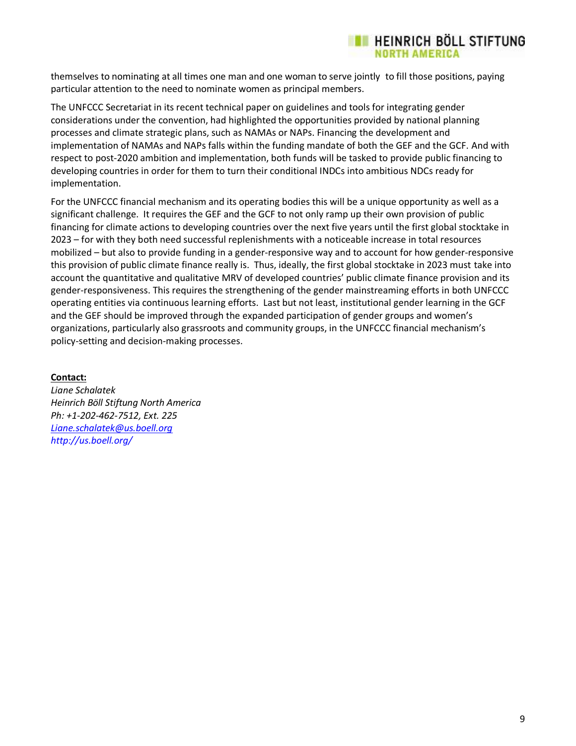themselves to nominating at all times one man and one woman to serve jointly to fill those positions, paying particular attention to the need to nominate women as principal members.

The UNFCCC Secretariat in its recent technical paper on guidelines and tools for integrating gender considerations under the convention, had highlighted the opportunities provided by national planning processes and climate strategic plans, such as NAMAs or NAPs. Financing the development and implementation of NAMAs and NAPs falls within the funding mandate of both the GEF and the GCF. And with respect to post-2020 ambition and implementation, both funds will be tasked to provide public financing to developing countries in order for them to turn their conditional INDCs into ambitious NDCs ready for implementation.

For the UNFCCC financial mechanism and its operating bodies this will be a unique opportunity as well as a significant challenge. It requires the GEF and the GCF to not only ramp up their own provision of public financing for climate actions to developing countries over the next five years until the first global stocktake in 2023 – for with they both need successful replenishments with a noticeable increase in total resources mobilized – but also to provide funding in a gender-responsive way and to account for how gender-responsive this provision of public climate finance really is. Thus, ideally, the first global stocktake in 2023 must take into account the quantitative and qualitative MRV of developed countries' public climate finance provision and its gender-responsiveness. This requires the strengthening of the gender mainstreaming efforts in both UNFCCC operating entities via continuous learning efforts. Last but not least, institutional gender learning in the GCF and the GEF should be improved through the expanded participation of gender groups and women's organizations, particularly also grassroots and community groups, in the UNFCCC financial mechanism's policy-setting and decision-making processes.

**Contact:**
*Liane Schalatek*
*Heinrich Böll Stiftung North America*
*Ph: +1-202-462-7512, Ext. 225*
*Liane.schalatek@us.boell.org*
*http://us.boell.org/*